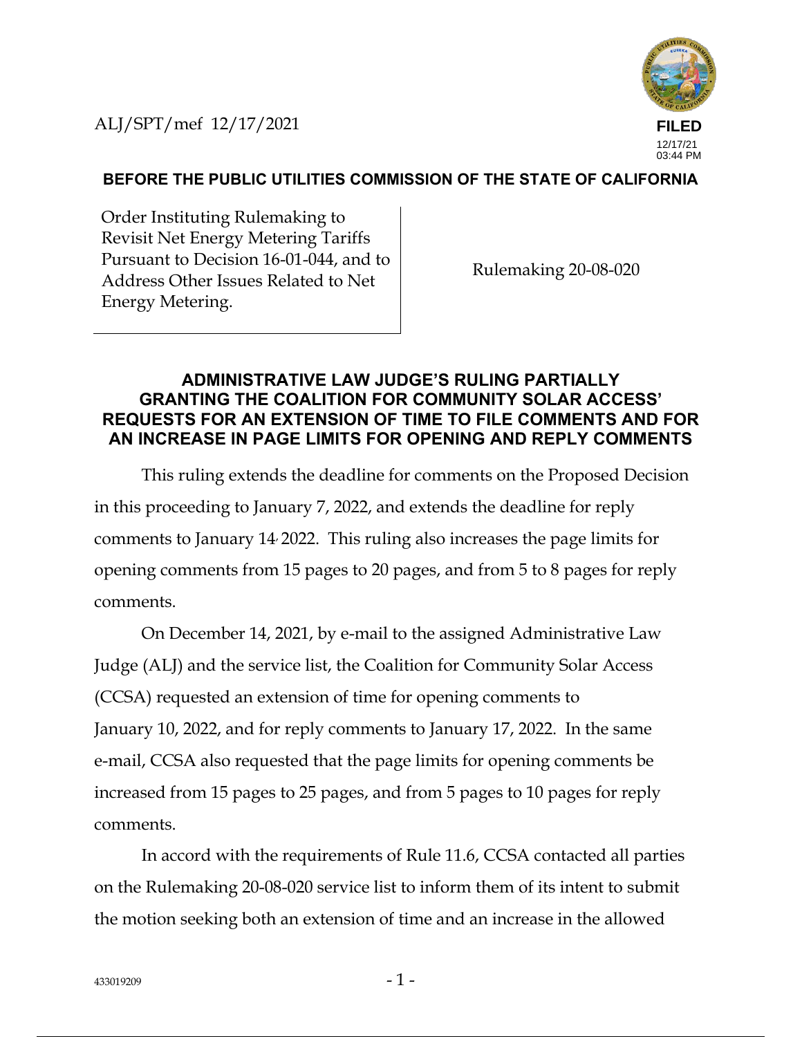ALJ/SPT/mef 12/17/2021

**FILED**
12/17/21
03:44 PM

**BEFORE THE PUBLIC UTILITIES COMMISSION OF THE STATE OF CALIFORNIA**

| Order Instituting Rulemaking to Revisit Net Energy Metering Tariffs Pursuant to Decision 16-01-044, and to Address Other Issues Related to Net Energy Metering. | Rulemaking 20-08-020 |
| --- | --- |

## ADMINISTRATIVE LAW JUDGE'S RULING PARTIALLY GRANTING THE COALITION FOR COMMUNITY SOLAR ACCESS' REQUESTS FOR AN EXTENSION OF TIME TO FILE COMMENTS AND FOR AN INCREASE IN PAGE LIMITS FOR OPENING AND REPLY COMMENTS

This ruling extends the deadline for comments on the Proposed Decision in this proceeding to January 7, 2022, and extends the deadline for reply comments to January 14, 2022. This ruling also increases the page limits for opening comments from 15 pages to 20 pages, and from 5 to 8 pages for reply comments.

On December 14, 2021, by e-mail to the assigned Administrative Law Judge (ALJ) and the service list, the Coalition for Community Solar Access (CCSA) requested an extension of time for opening comments to January 10, 2022, and for reply comments to January 17, 2022. In the same e-mail, CCSA also requested that the page limits for opening comments be increased from 15 pages to 25 pages, and from 5 pages to 10 pages for reply comments.

In accord with the requirements of Rule 11.6, CCSA contacted all parties on the Rulemaking 20-08-020 service list to inform them of its intent to submit the motion seeking both an extension of time and an increase in the allowed

433019209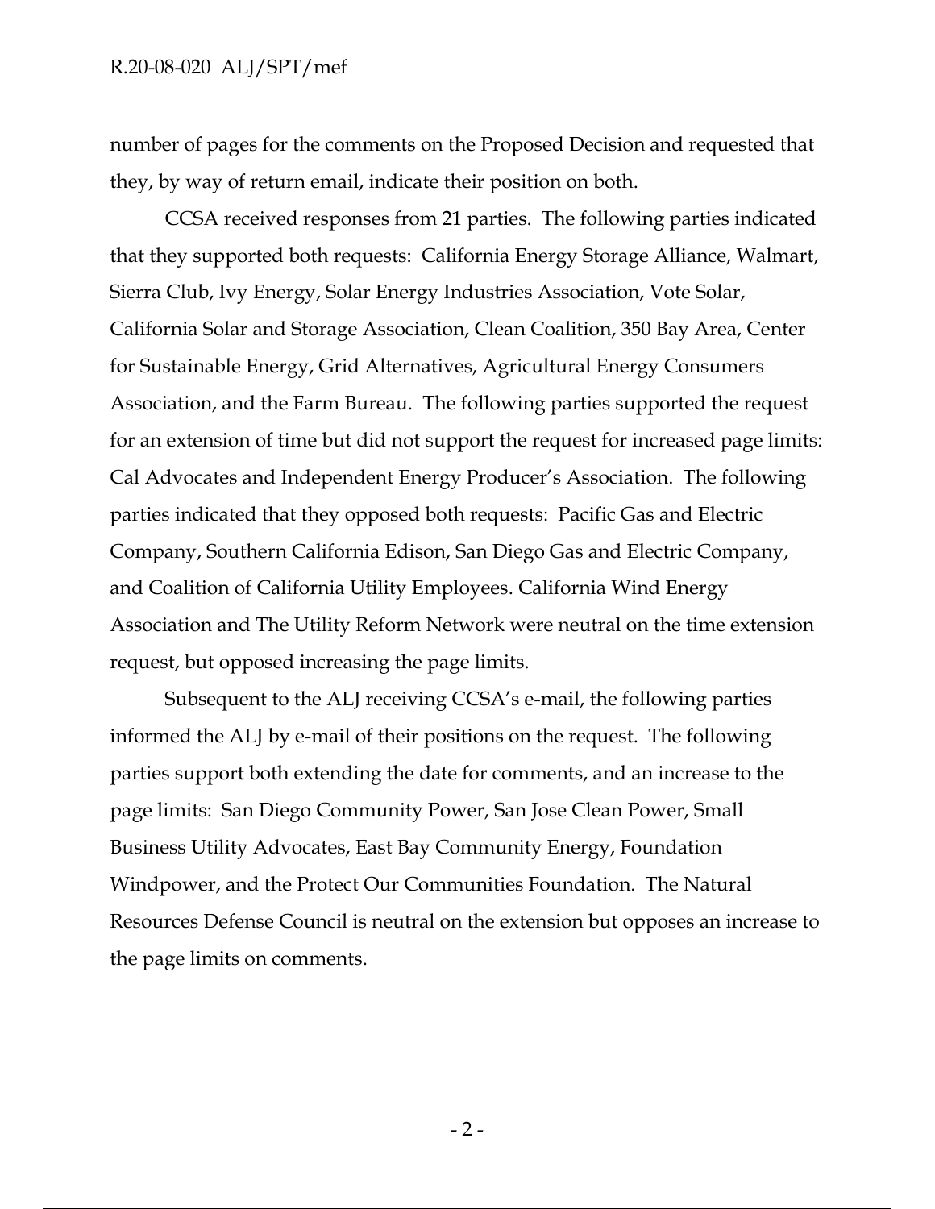number of pages for the comments on the Proposed Decision and requested that they, by way of return email, indicate their position on both.

CCSA received responses from 21 parties. The following parties indicated that they supported both requests: California Energy Storage Alliance, Walmart, Sierra Club, Ivy Energy, Solar Energy Industries Association, Vote Solar, California Solar and Storage Association, Clean Coalition, 350 Bay Area, Center for Sustainable Energy, Grid Alternatives, Agricultural Energy Consumers Association, and the Farm Bureau. The following parties supported the request for an extension of time but did not support the request for increased page limits: Cal Advocates and Independent Energy Producer's Association. The following parties indicated that they opposed both requests: Pacific Gas and Electric Company, Southern California Edison, San Diego Gas and Electric Company, and Coalition of California Utility Employees. California Wind Energy Association and The Utility Reform Network were neutral on the time extension request, but opposed increasing the page limits.

Subsequent to the ALJ receiving CCSA's e-mail, the following parties informed the ALJ by e-mail of their positions on the request. The following parties support both extending the date for comments, and an increase to the page limits: San Diego Community Power, San Jose Clean Power, Small Business Utility Advocates, East Bay Community Energy, Foundation Windpower, and the Protect Our Communities Foundation. The Natural Resources Defense Council is neutral on the extension but opposes an increase to the page limits on comments.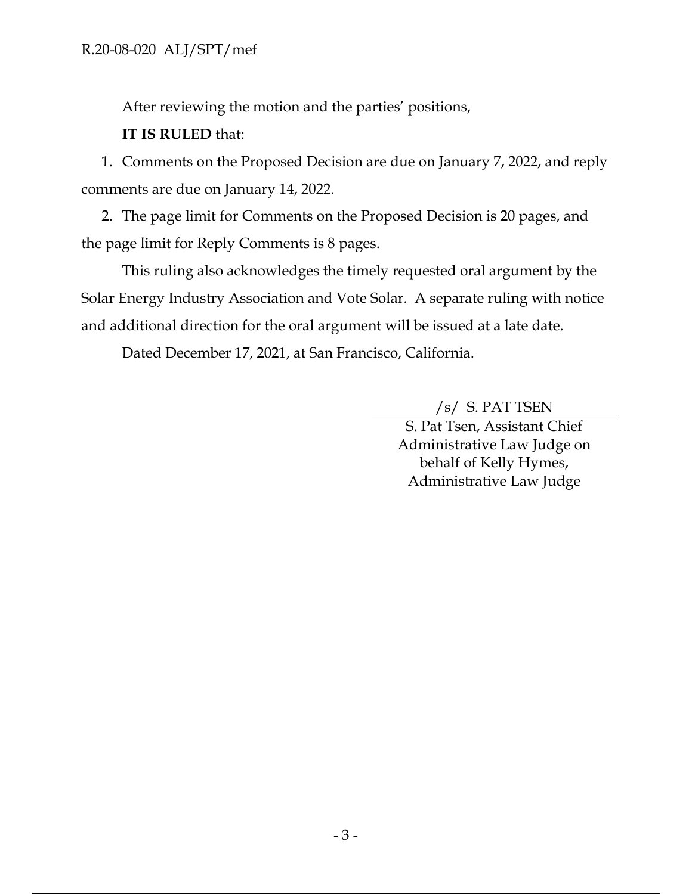After reviewing the motion and the parties' positions,

**IT IS RULED** that:

1. Comments on the Proposed Decision are due on January 7, 2022, and reply comments are due on January 14, 2022.
2. The page limit for Comments on the Proposed Decision is 20 pages, and the page limit for Reply Comments is 8 pages.

This ruling also acknowledges the timely requested oral argument by the Solar Energy Industry Association and Vote Solar. A separate ruling with notice and additional direction for the oral argument will be issued at a late date.

Dated December 17, 2021, at San Francisco, California.

/s/ S. PAT TSEN

S. Pat Tsen, Assistant Chief Administrative Law Judge on behalf of Kelly Hymes, Administrative Law Judge